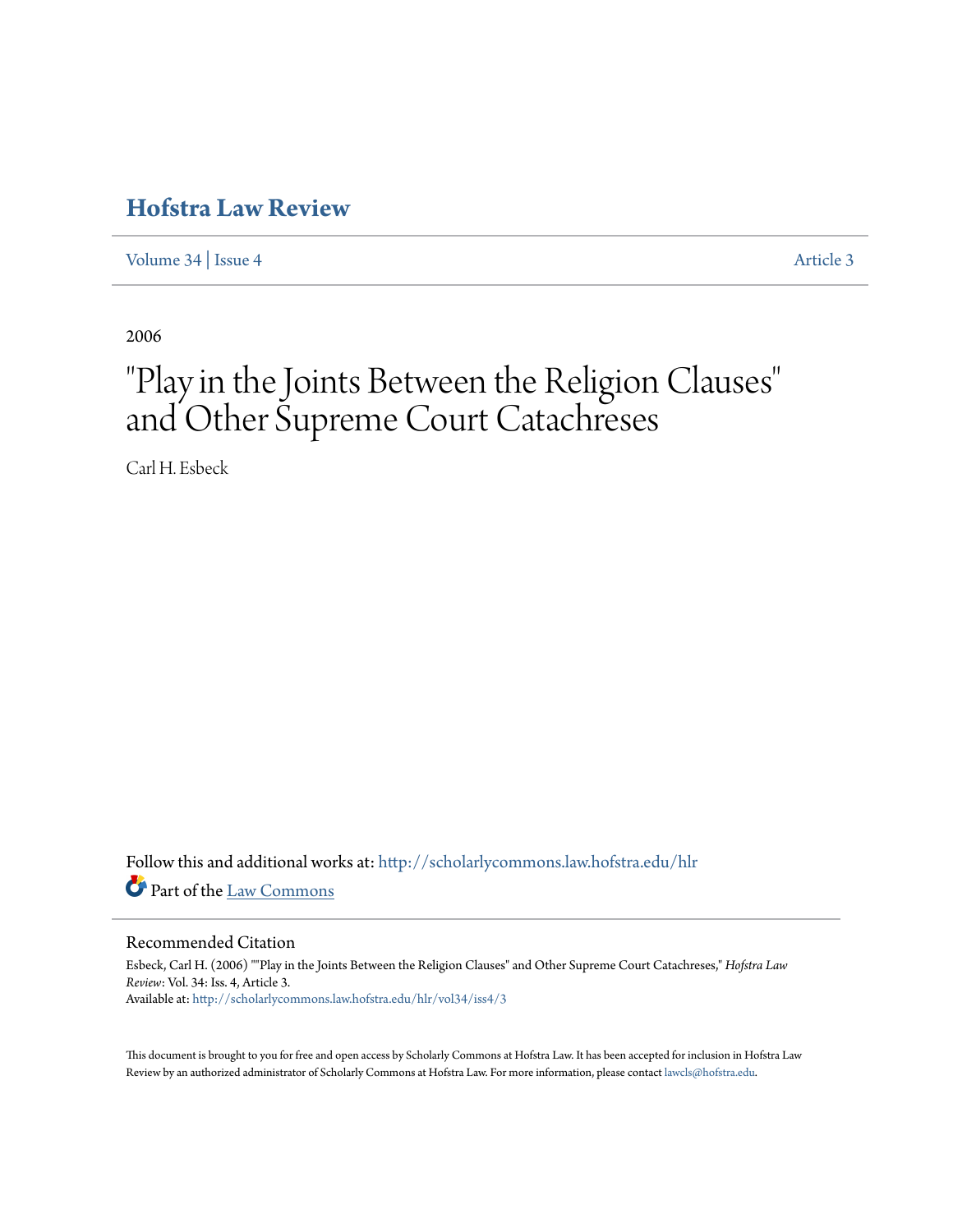# Hofstra Law Review

Volume 34 | Issue 4 Article 3

2006

# "Play in the Joints Between the Religion Clauses" and Other Supreme Court Catachreses

Carl H. Esbeck

Follow this and additional works at: http://scholarlycommons.law.hofstra.edu/hlr

Part of the Law Commons

## Recommended Citation

Esbeck, Carl H. (2006) ""Play in the Joints Between the Religion Clauses" and Other Supreme Court Catachreses," *Hofstra Law Review*: Vol. 34: Iss. 4, Article 3.
Available at: http://scholarlycommons.law.hofstra.edu/hlr/vol34/iss4/3

This document is brought to you for free and open access by Scholarly Commons at Hofstra Law. It has been accepted for inclusion in Hofstra Law Review by an authorized administrator of Scholarly Commons at Hofstra Law. For more information, please contact lawcls@hofstra.edu.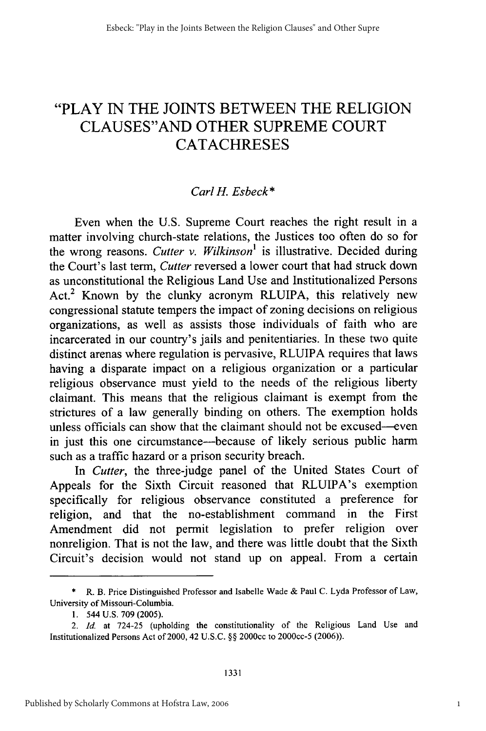# "PLAY IN THE JOINTS BETWEEN THE RELIGION CLAUSES"AND OTHER SUPREME COURT CATACHRESES

*Carl H. Esbeck\**

Even when the U.S. Supreme Court reaches the right result in a matter involving church-state relations, the Justices too often do so for the wrong reasons. *Cutter v. Wilkinson*[1] is illustrative. Decided during the Court's last term, *Cutter* reversed a lower court that had struck down as unconstitutional the Religious Land Use and Institutionalized Persons Act.[2] Known by the clunky acronym RLUIPA, this relatively new congressional statute tempers the impact of zoning decisions on religious organizations, as well as assists those individuals of faith who are incarcerated in our country's jails and penitentiaries. In these two quite distinct arenas where regulation is pervasive, RLUIPA requires that laws having a disparate impact on a religious organization or a particular religious observance must yield to the needs of the religious liberty claimant. This means that the religious claimant is exempt from the strictures of a law generally binding on others. The exemption holds unless officials can show that the claimant should not be excused—even in just this one circumstance—because of likely serious public harm such as a traffic hazard or a prison security breach.

In *Cutter*, the three-judge panel of the United States Court of Appeals for the Sixth Circuit reasoned that RLUIPA's exemption specifically for religious observance constituted a preference for religion, and that the no-establishment command in the First Amendment did not permit legislation to prefer religion over nonreligion. That is not the law, and there was little doubt that the Sixth Circuit's decision would not stand up on appeal. From a certain

---

\* R. B. Price Distinguished Professor and Isabelle Wade & Paul C. Lyda Professor of Law, University of Missouri-Columbia.

1. 544 U.S. 709 (2005).

2. *Id.* at 724-25 (upholding the constitutionality of the Religious Land Use and Institutionalized Persons Act of 2000, 42 U.S.C. §§ 2000cc to 2000cc-5 (2006)).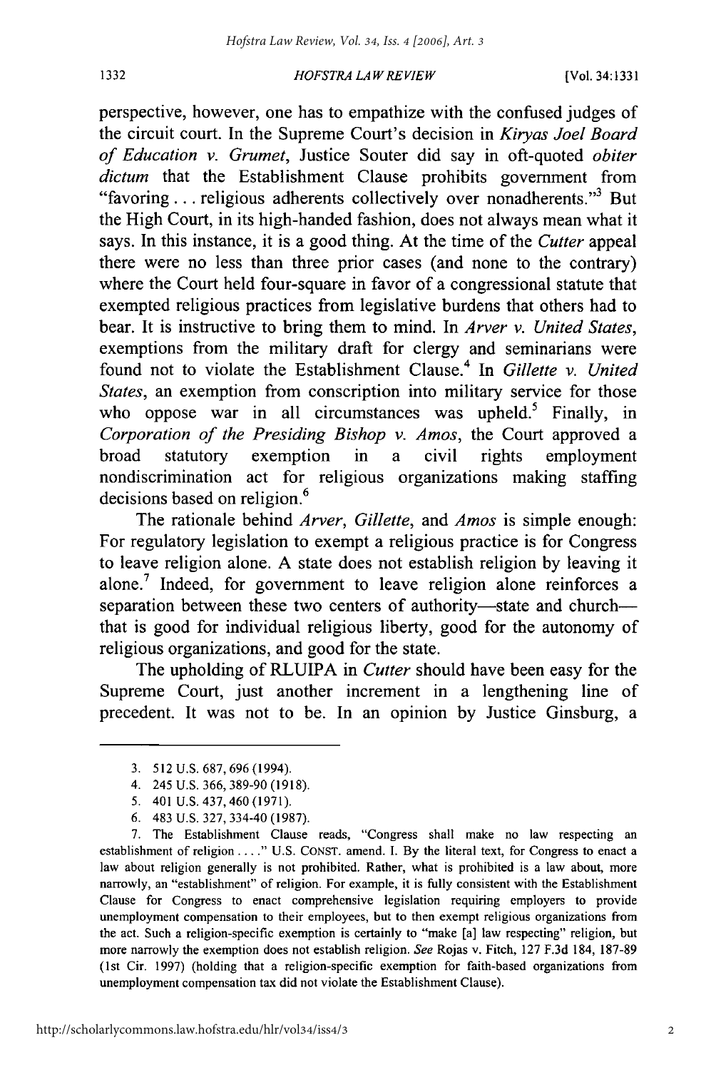perspective, however, one has to empathize with the confused judges of the circuit court. In the Supreme Court's decision in *Kiryas Joel Board of Education v. Grumet*, Justice Souter did say in oft-quoted *obiter dictum* that the Establishment Clause prohibits government from "favoring . . . religious adherents collectively over nonadherents."[3] But the High Court, in its high-handed fashion, does not always mean what it says. In this instance, it is a good thing. At the time of the *Cutter* appeal there were no less than three prior cases (and none to the contrary) where the Court held four-square in favor of a congressional statute that exempted religious practices from legislative burdens that others had to bear. It is instructive to bring them to mind. In *Arver v. United States*, exemptions from the military draft for clergy and seminarians were found not to violate the Establishment Clause.[4] In *Gillette v. United States*, an exemption from conscription into military service for those who oppose war in all circumstances was upheld.[5] Finally, in *Corporation of the Presiding Bishop v. Amos*, the Court approved a broad statutory exemption in a civil rights employment nondiscrimination act for religious organizations making staffing decisions based on religion.[6]

The rationale behind *Arver*, *Gillette*, and *Amos* is simple enough: For regulatory legislation to exempt a religious practice is for Congress to leave religion alone. A state does not establish religion by leaving it alone.[7] Indeed, for government to leave religion alone reinforces a separation between these two centers of authority—state and church—that is good for individual religious liberty, good for the autonomy of religious organizations, and good for the state.

The upholding of RLUIPA in *Cutter* should have been easy for the Supreme Court, just another increment in a lengthening line of precedent. It was not to be. In an opinion by Justice Ginsburg, a

---

3. 512 U.S. 687, 696 (1994).

4. 245 U.S. 366, 389-90 (1918).

5. 401 U.S. 437, 460 (1971).

6. 483 U.S. 327, 334-40 (1987).

7. The Establishment Clause reads, "Congress shall make no law respecting an establishment of religion . . . ." U.S. CONST. amend. I. By the literal text, for Congress to enact a law about religion generally is not prohibited. Rather, what is prohibited is a law about, more narrowly, an "establishment" of religion. For example, it is fully consistent with the Establishment Clause for Congress to enact comprehensive legislation requiring employers to provide unemployment compensation to their employees, but to then exempt religious organizations from the act. Such a religion-specific exemption is certainly to "make [a] law respecting" religion, but more narrowly the exemption does not establish religion. *See* Rojas v. Fitch, 127 F.3d 184, 187-89 (1st Cir. 1997) (holding that a religion-specific exemption for faith-based organizations from unemployment compensation tax did not violate the Establishment Clause).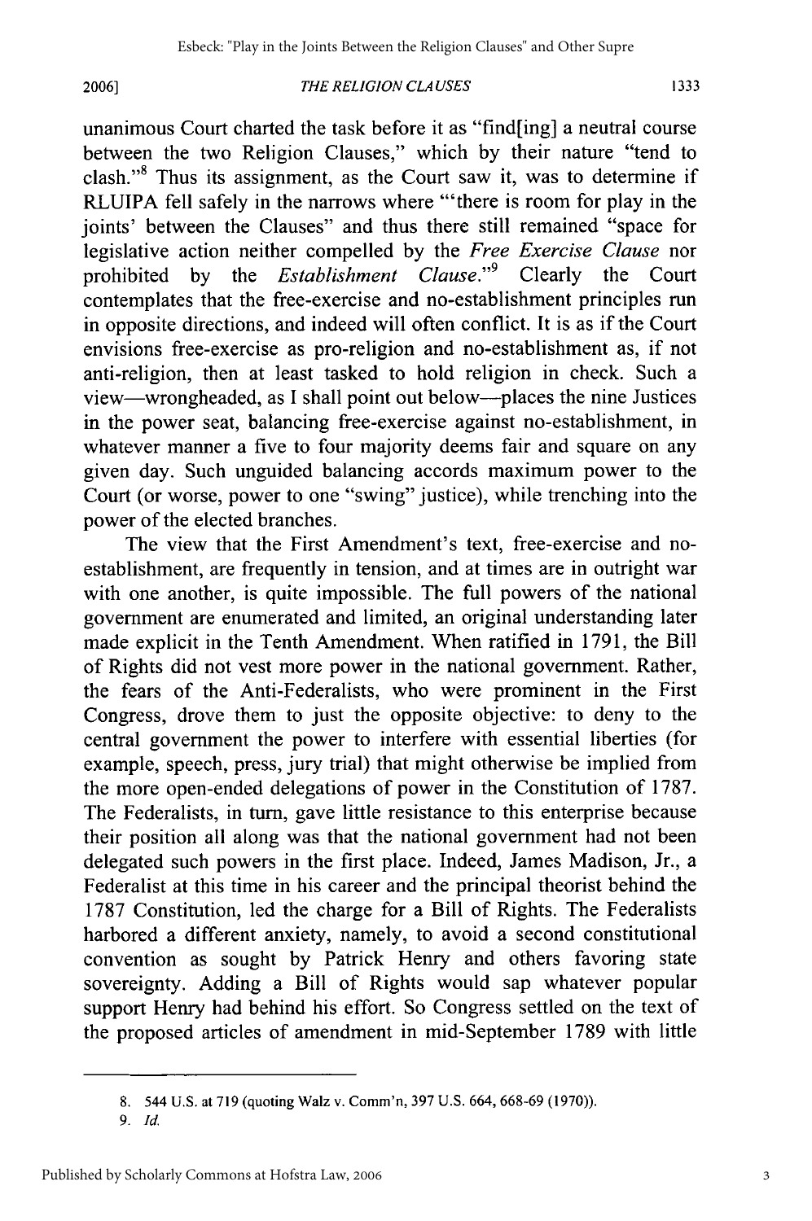unanimous Court charted the task before it as "find[ing] a neutral course between the two Religion Clauses," which by their nature "tend to clash."[8] Thus its assignment, as the Court saw it, was to determine if RLUIPA fell safely in the narrows where "'there is room for play in the joints' between the Clauses" and thus there still remained "space for legislative action neither compelled by the *Free Exercise Clause* nor prohibited by the *Establishment Clause*."[9] Clearly the Court contemplates that the free-exercise and no-establishment principles run in opposite directions, and indeed will often conflict. It is as if the Court envisions free-exercise as pro-religion and no-establishment as, if not anti-religion, then at least tasked to hold religion in check. Such a view—wrongheaded, as I shall point out below—places the nine Justices in the power seat, balancing free-exercise against no-establishment, in whatever manner a five to four majority deems fair and square on any given day. Such unguided balancing accords maximum power to the Court (or worse, power to one "swing" justice), while trenching into the power of the elected branches.

The view that the First Amendment's text, free-exercise and no-establishment, are frequently in tension, and at times are in outright war with one another, is quite impossible. The full powers of the national government are enumerated and limited, an original understanding later made explicit in the Tenth Amendment. When ratified in 1791, the Bill of Rights did not vest more power in the national government. Rather, the fears of the Anti-Federalists, who were prominent in the First Congress, drove them to just the opposite objective: to deny to the central government the power to interfere with essential liberties (for example, speech, press, jury trial) that might otherwise be implied from the more open-ended delegations of power in the Constitution of 1787. The Federalists, in turn, gave little resistance to this enterprise because their position all along was that the national government had not been delegated such powers in the first place. Indeed, James Madison, Jr., a Federalist at this time in his career and the principal theorist behind the 1787 Constitution, led the charge for a Bill of Rights. The Federalists harbored a different anxiety, namely, to avoid a second constitutional convention as sought by Patrick Henry and others favoring state sovereignty. Adding a Bill of Rights would sap whatever popular support Henry had behind his effort. So Congress settled on the text of the proposed articles of amendment in mid-September 1789 with little

---

8. 544 U.S. at 719 (quoting Walz v. Comm'n, 397 U.S. 664, 668-69 (1970)).

9. *Id.*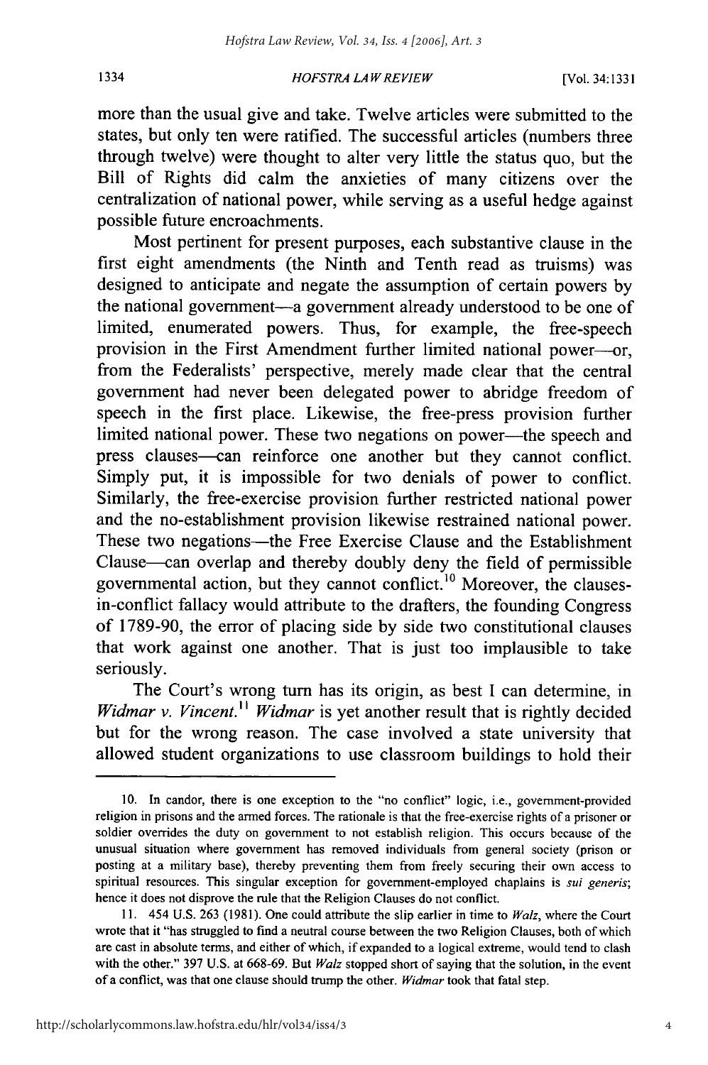more than the usual give and take. Twelve articles were submitted to the states, but only ten were ratified. The successful articles (numbers three through twelve) were thought to alter very little the status quo, but the Bill of Rights did calm the anxieties of many citizens over the centralization of national power, while serving as a useful hedge against possible future encroachments.

Most pertinent for present purposes, each substantive clause in the first eight amendments (the Ninth and Tenth read as truisms) was designed to anticipate and negate the assumption of certain powers by the national government—a government already understood to be one of limited, enumerated powers. Thus, for example, the free-speech provision in the First Amendment further limited national power—or, from the Federalists' perspective, merely made clear that the central government had never been delegated power to abridge freedom of speech in the first place. Likewise, the free-press provision further limited national power. These two negations on power—the speech and press clauses—can reinforce one another but they cannot conflict. Simply put, it is impossible for two denials of power to conflict. Similarly, the free-exercise provision further restricted national power and the no-establishment provision likewise restrained national power. These two negations—the Free Exercise Clause and the Establishment Clause—can overlap and thereby doubly deny the field of permissible governmental action, but they cannot conflict.[10] Moreover, the clauses-in-conflict fallacy would attribute to the drafters, the founding Congress of 1789-90, the error of placing side by side two constitutional clauses that work against one another. That is just too implausible to take seriously.

The Court's wrong turn has its origin, as best I can determine, in *Widmar v. Vincent*.[11] *Widmar* is yet another result that is rightly decided but for the wrong reason. The case involved a state university that allowed student organizations to use classroom buildings to hold their

---

10. In candor, there is one exception to the "no conflict" logic, i.e., government-provided religion in prisons and the armed forces. The rationale is that the free-exercise rights of a prisoner or soldier overrides the duty on government to not establish religion. This occurs because of the unusual situation where government has removed individuals from general society (prison or posting at a military base), thereby preventing them from freely securing their own access to spiritual resources. This singular exception for government-employed chaplains is *sui generis*; hence it does not disprove the rule that the Religion Clauses do not conflict.

11. 454 U.S. 263 (1981). One could attribute the slip earlier in time to *Walz*, where the Court wrote that it "has struggled to find a neutral course between the two Religion Clauses, both of which are cast in absolute terms, and either of which, if expanded to a logical extreme, would tend to clash with the other." 397 U.S. at 668-69. But *Walz* stopped short of saying that the solution, in the event of a conflict, was that one clause should trump the other. *Widmar* took that fatal step.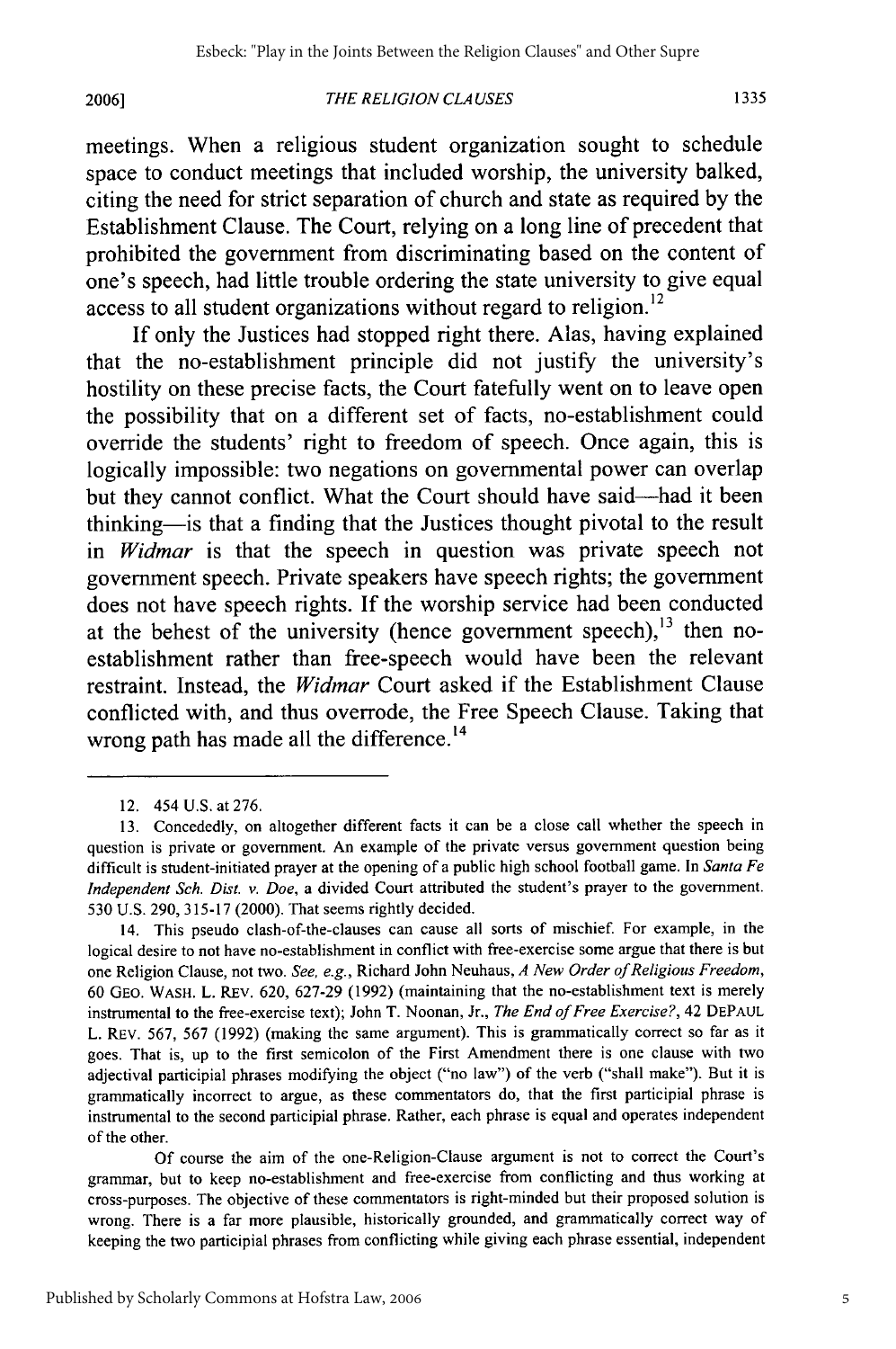meetings. When a religious student organization sought to schedule space to conduct meetings that included worship, the university balked, citing the need for strict separation of church and state as required by the Establishment Clause. The Court, relying on a long line of precedent that prohibited the government from discriminating based on the content of one's speech, had little trouble ordering the state university to give equal access to all student organizations without regard to religion.[12]

If only the Justices had stopped right there. Alas, having explained that the no-establishment principle did not justify the university's hostility on these precise facts, the Court fatefully went on to leave open the possibility that on a different set of facts, no-establishment could override the students' right to freedom of speech. Once again, this is logically impossible: two negations on governmental power can overlap but they cannot conflict. What the Court should have said—had it been thinking—is that a finding that the Justices thought pivotal to the result in *Widmar* is that the speech in question was private speech not government speech. Private speakers have speech rights; the government does not have speech rights. If the worship service had been conducted at the behest of the university (hence government speech),[13] then no-establishment rather than free-speech would have been the relevant restraint. Instead, the *Widmar* Court asked if the Establishment Clause conflicted with, and thus overrode, the Free Speech Clause. Taking that wrong path has made all the difference.[14]

---

12. 454 U.S. at 276.

13. Concededly, on altogether different facts it can be a close call whether the speech in question is private or government. An example of the private versus government question being difficult is student-initiated prayer at the opening of a public high school football game. In *Santa Fe Independent Sch. Dist. v. Doe*, a divided Court attributed the student's prayer to the government. 530 U.S. 290, 315-17 (2000). That seems rightly decided.

14. This pseudo clash-of-the-clauses can cause all sorts of mischief. For example, in the logical desire to not have no-establishment in conflict with free-exercise some argue that there is but one Religion Clause, not two. *See, e.g.*, Richard John Neuhaus, *A New Order of Religious Freedom*, 60 GEO. WASH. L. REV. 620, 627-29 (1992) (maintaining that the no-establishment text is merely instrumental to the free-exercise text); John T. Noonan, Jr., *The End of Free Exercise?*, 42 DEPAUL L. REV. 567, 567 (1992) (making the same argument). This is grammatically correct so far as it goes. That is, up to the first semicolon of the First Amendment there is one clause with two adjectival participial phrases modifying the object ("no law") of the verb ("shall make"). But it is grammatically incorrect to argue, as these commentators do, that the first participial phrase is instrumental to the second participial phrase. Rather, each phrase is equal and operates independent of the other.

Of course the aim of the one-Religion-Clause argument is not to correct the Court's grammar, but to keep no-establishment and free-exercise from conflicting and thus working at cross-purposes. The objective of these commentators is right-minded but their proposed solution is wrong. There is a far more plausible, historically grounded, and grammatically correct way of keeping the two participial phrases from conflicting while giving each phrase essential, independent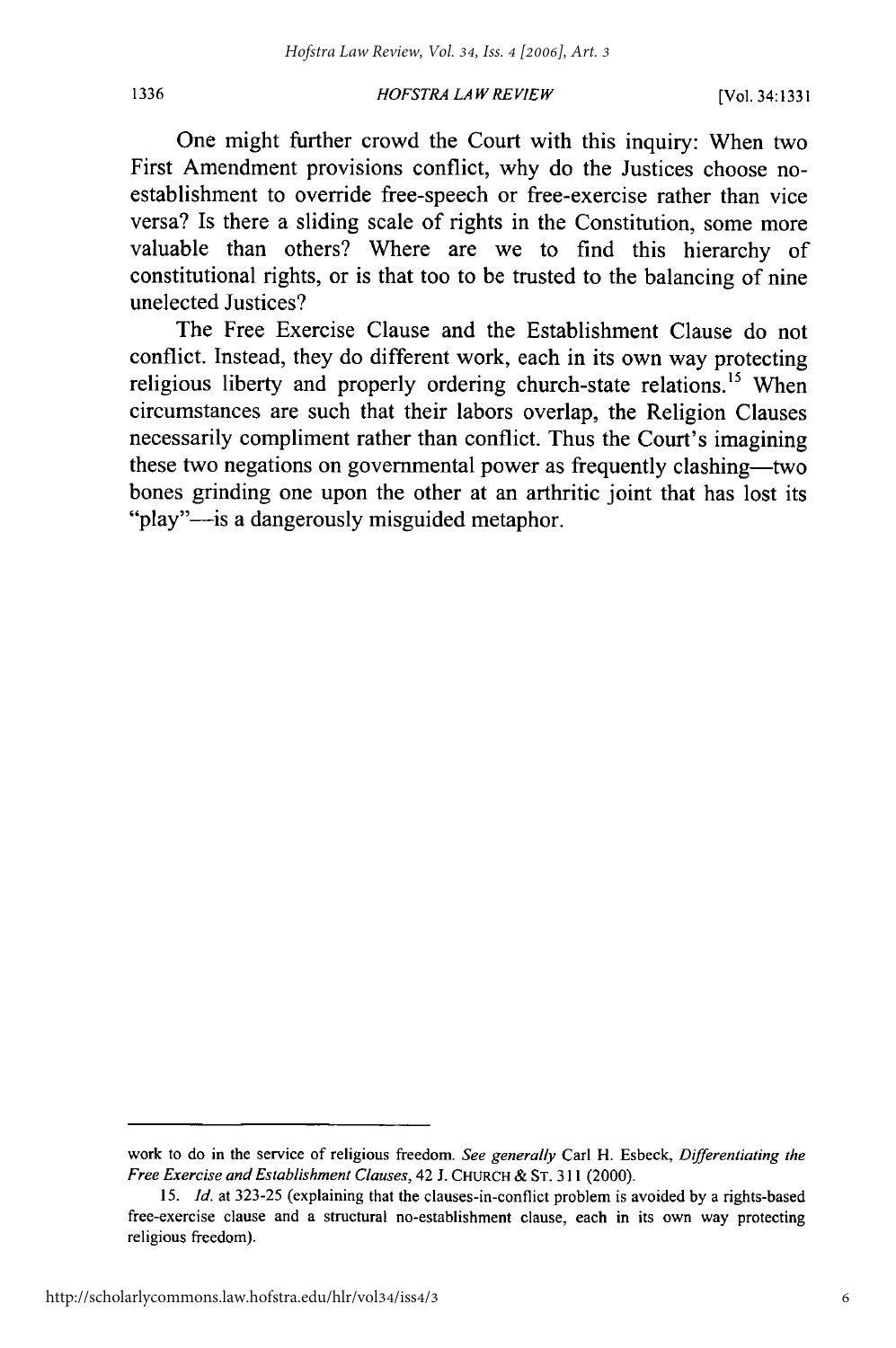One might further crowd the Court with this inquiry: When two First Amendment provisions conflict, why do the Justices choose no-establishment to override free-speech or free-exercise rather than vice versa? Is there a sliding scale of rights in the Constitution, some more valuable than others? Where are we to find this hierarchy of constitutional rights, or is that too to be trusted to the balancing of nine unelected Justices?

The Free Exercise Clause and the Establishment Clause do not conflict. Instead, they do different work, each in its own way protecting religious liberty and properly ordering church-state relations.[15] When circumstances are such that their labors overlap, the Religion Clauses necessarily compliment rather than conflict. Thus the Court's imagining these two negations on governmental power as frequently clashing—two bones grinding one upon the other at an arthritic joint that has lost its "play"—is a dangerously misguided metaphor.

---

work to do in the service of religious freedom. *See generally* Carl H. Esbeck, *Differentiating the Free Exercise and Establishment Clauses*, 42 J. CHURCH & ST. 311 (2000).

15. *Id.* at 323-25 (explaining that the clauses-in-conflict problem is avoided by a rights-based free-exercise clause and a structural no-establishment clause, each in its own way protecting religious freedom).